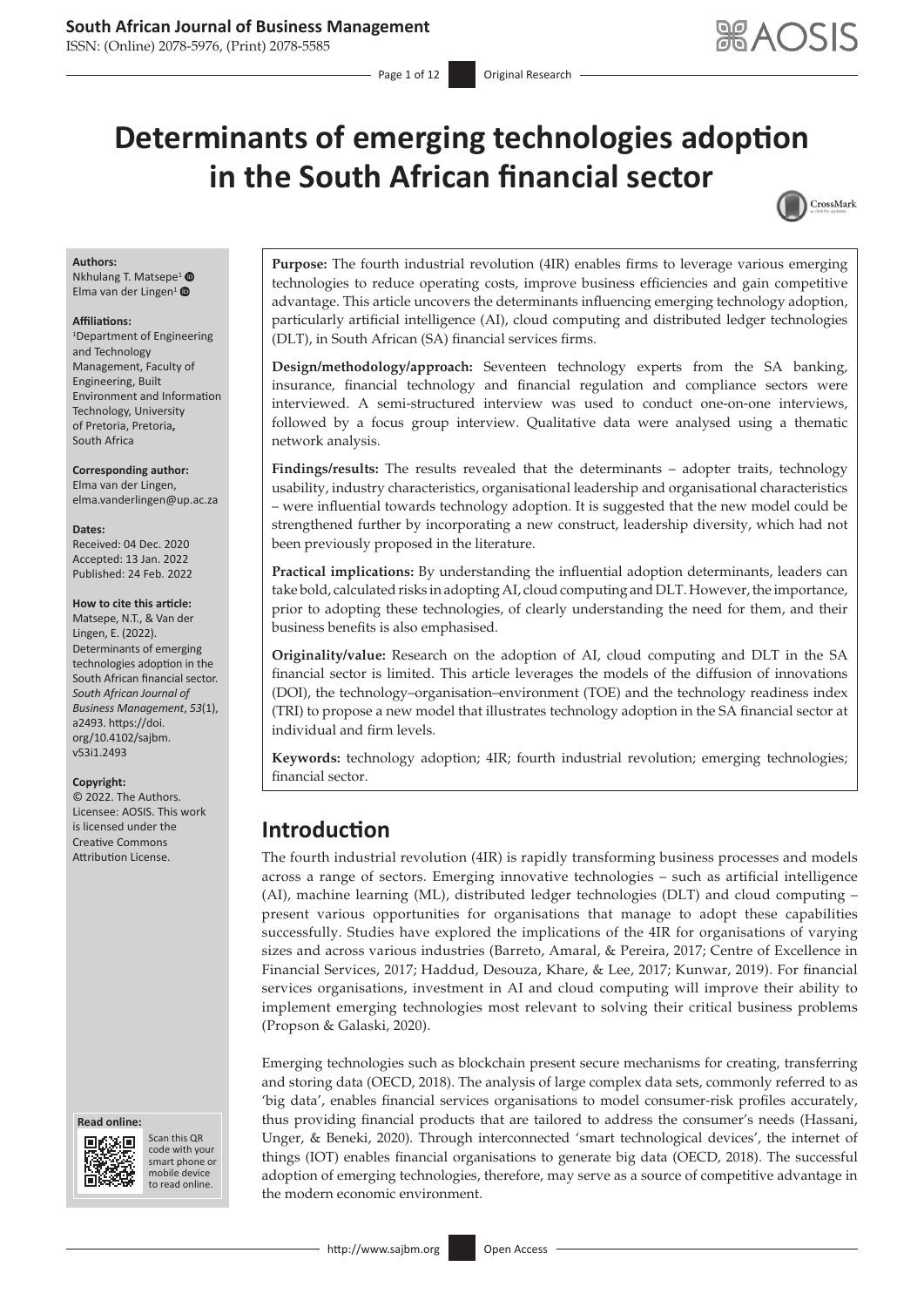# Determinants of emerging technologies adoption in the South African financial sector

**Authors:**
Nkhulang T. Matsepe[1]
Elma van der Lingen[1]

**Affiliations:**
[1]Department of Engineering and Technology Management, Faculty of Engineering, Built Environment and Information Technology, University of Pretoria, Pretoria, South Africa

**Corresponding author:**
Elma van der Lingen,
elma.vanderlingen@up.ac.za

**Dates:**
Received: 04 Dec. 2020
Accepted: 13 Jan. 2022
Published: 24 Feb. 2022

**How to cite this article:**
Matsepe, N.T., & Van der Lingen, E. (2022). Determinants of emerging technologies adoption in the South African financial sector. *South African Journal of Business Management*, *53*(1), a2493. https://doi.org/10.4102/sajbm.v53i1.2493

**Copyright:**
© 2022. The Authors. Licensee: AOSIS. This work is licensed under the Creative Commons Attribution License.

**Purpose:** The fourth industrial revolution (4IR) enables firms to leverage various emerging technologies to reduce operating costs, improve business efficiencies and gain competitive advantage. This article uncovers the determinants influencing emerging technology adoption, particularly artificial intelligence (AI), cloud computing and distributed ledger technologies (DLT), in South African (SA) financial services firms.

**Design/methodology/approach:** Seventeen technology experts from the SA banking, insurance, financial technology and financial regulation and compliance sectors were interviewed. A semi-structured interview was used to conduct one-on-one interviews, followed by a focus group interview. Qualitative data were analysed using a thematic network analysis.

**Findings/results:** The results revealed that the determinants – adopter traits, technology usability, industry characteristics, organisational leadership and organisational characteristics – were influential towards technology adoption. It is suggested that the new model could be strengthened further by incorporating a new construct, leadership diversity, which had not been previously proposed in the literature.

**Practical implications:** By understanding the influential adoption determinants, leaders can take bold, calculated risks in adopting AI, cloud computing and DLT. However, the importance, prior to adopting these technologies, of clearly understanding the need for them, and their business benefits is also emphasised.

**Originality/value:** Research on the adoption of AI, cloud computing and DLT in the SA financial sector is limited. This article leverages the models of the diffusion of innovations (DOI), the technology–organisation–environment (TOE) and the technology readiness index (TRI) to propose a new model that illustrates technology adoption in the SA financial sector at individual and firm levels.

**Keywords:** technology adoption; 4IR; fourth industrial revolution; emerging technologies; financial sector.

## Introduction

The fourth industrial revolution (4IR) is rapidly transforming business processes and models across a range of sectors. Emerging innovative technologies – such as artificial intelligence (AI), machine learning (ML), distributed ledger technologies (DLT) and cloud computing – present various opportunities for organisations that manage to adopt these capabilities successfully. Studies have explored the implications of the 4IR for organisations of varying sizes and across various industries (Barreto, Amaral, & Pereira, 2017; Centre of Excellence in Financial Services, 2017; Haddud, Desouza, Khare, & Lee, 2017; Kunwar, 2019). For financial services organisations, investment in AI and cloud computing will improve their ability to implement emerging technologies most relevant to solving their critical business problems (Propson & Galaski, 2020).

Emerging technologies such as blockchain present secure mechanisms for creating, transferring and storing data (OECD, 2018). The analysis of large complex data sets, commonly referred to as 'big data', enables financial services organisations to model consumer-risk profiles accurately, thus providing financial products that are tailored to address the consumer's needs (Hassani, Unger, & Beneki, 2020). Through interconnected 'smart technological devices', the internet of things (IOT) enables financial organisations to generate big data (OECD, 2018). The successful adoption of emerging technologies, therefore, may serve as a source of competitive advantage in the modern economic environment.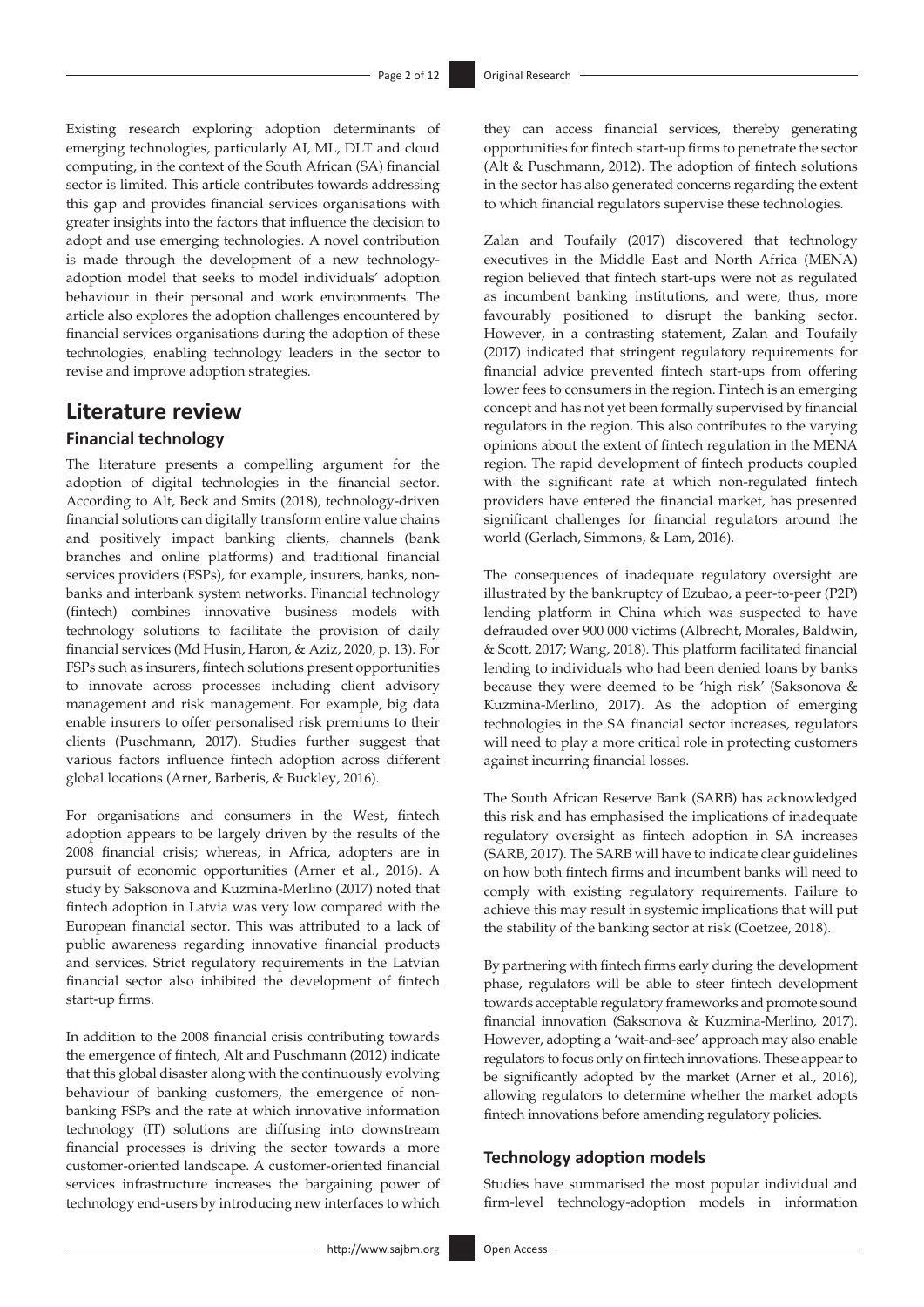Existing research exploring adoption determinants of emerging technologies, particularly AI, ML, DLT and cloud computing, in the context of the South African (SA) financial sector is limited. This article contributes towards addressing this gap and provides financial services organisations with greater insights into the factors that influence the decision to adopt and use emerging technologies. A novel contribution is made through the development of a new technology-adoption model that seeks to model individuals' adoption behaviour in their personal and work environments. The article also explores the adoption challenges encountered by financial services organisations during the adoption of these technologies, enabling technology leaders in the sector to revise and improve adoption strategies.

## Literature review

### Financial technology

The literature presents a compelling argument for the adoption of digital technologies in the financial sector. According to Alt, Beck and Smits (2018), technology-driven financial solutions can digitally transform entire value chains and positively impact banking clients, channels (bank branches and online platforms) and traditional financial services providers (FSPs), for example, insurers, banks, non-banks and interbank system networks. Financial technology (fintech) combines innovative business models with technology solutions to facilitate the provision of daily financial services (Md Husin, Haron, & Aziz, 2020, p. 13). For FSPs such as insurers, fintech solutions present opportunities to innovate across processes including client advisory management and risk management. For example, big data enable insurers to offer personalised risk premiums to their clients (Puschmann, 2017). Studies further suggest that various factors influence fintech adoption across different global locations (Arner, Barberis, & Buckley, 2016).

For organisations and consumers in the West, fintech adoption appears to be largely driven by the results of the 2008 financial crisis; whereas, in Africa, adopters are in pursuit of economic opportunities (Arner et al., 2016). A study by Saksonova and Kuzmina-Merlino (2017) noted that fintech adoption in Latvia was very low compared with the European financial sector. This was attributed to a lack of public awareness regarding innovative financial products and services. Strict regulatory requirements in the Latvian financial sector also inhibited the development of fintech start-up firms.

In addition to the 2008 financial crisis contributing towards the emergence of fintech, Alt and Puschmann (2012) indicate that this global disaster along with the continuously evolving behaviour of banking customers, the emergence of non-banking FSPs and the rate at which innovative information technology (IT) solutions are diffusing into downstream financial processes is driving the sector towards a more customer-oriented landscape. A customer-oriented financial services infrastructure increases the bargaining power of technology end-users by introducing new interfaces to which they can access financial services, thereby generating opportunities for fintech start-up firms to penetrate the sector (Alt & Puschmann, 2012). The adoption of fintech solutions in the sector has also generated concerns regarding the extent to which financial regulators supervise these technologies.

Zalan and Toufaily (2017) discovered that technology executives in the Middle East and North Africa (MENA) region believed that fintech start-ups were not as regulated as incumbent banking institutions, and were, thus, more favourably positioned to disrupt the banking sector. However, in a contrasting statement, Zalan and Toufaily (2017) indicated that stringent regulatory requirements for financial advice prevented fintech start-ups from offering lower fees to consumers in the region. Fintech is an emerging concept and has not yet been formally supervised by financial regulators in the region. This also contributes to the varying opinions about the extent of fintech regulation in the MENA region. The rapid development of fintech products coupled with the significant rate at which non-regulated fintech providers have entered the financial market, has presented significant challenges for financial regulators around the world (Gerlach, Simmons, & Lam, 2016).

The consequences of inadequate regulatory oversight are illustrated by the bankruptcy of Ezubao, a peer-to-peer (P2P) lending platform in China which was suspected to have defrauded over 900 000 victims (Albrecht, Morales, Baldwin, & Scott, 2017; Wang, 2018). This platform facilitated financial lending to individuals who had been denied loans by banks because they were deemed to be 'high risk' (Saksonova & Kuzmina-Merlino, 2017). As the adoption of emerging technologies in the SA financial sector increases, regulators will need to play a more critical role in protecting customers against incurring financial losses.

The South African Reserve Bank (SARB) has acknowledged this risk and has emphasised the implications of inadequate regulatory oversight as fintech adoption in SA increases (SARB, 2017). The SARB will have to indicate clear guidelines on how both fintech firms and incumbent banks will need to comply with existing regulatory requirements. Failure to achieve this may result in systemic implications that will put the stability of the banking sector at risk (Coetzee, 2018).

By partnering with fintech firms early during the development phase, regulators will be able to steer fintech development towards acceptable regulatory frameworks and promote sound financial innovation (Saksonova & Kuzmina-Merlino, 2017). However, adopting a 'wait-and-see' approach may also enable regulators to focus only on fintech innovations. These appear to be significantly adopted by the market (Arner et al., 2016), allowing regulators to determine whether the market adopts fintech innovations before amending regulatory policies.

### Technology adoption models

Studies have summarised the most popular individual and firm-level technology-adoption models in information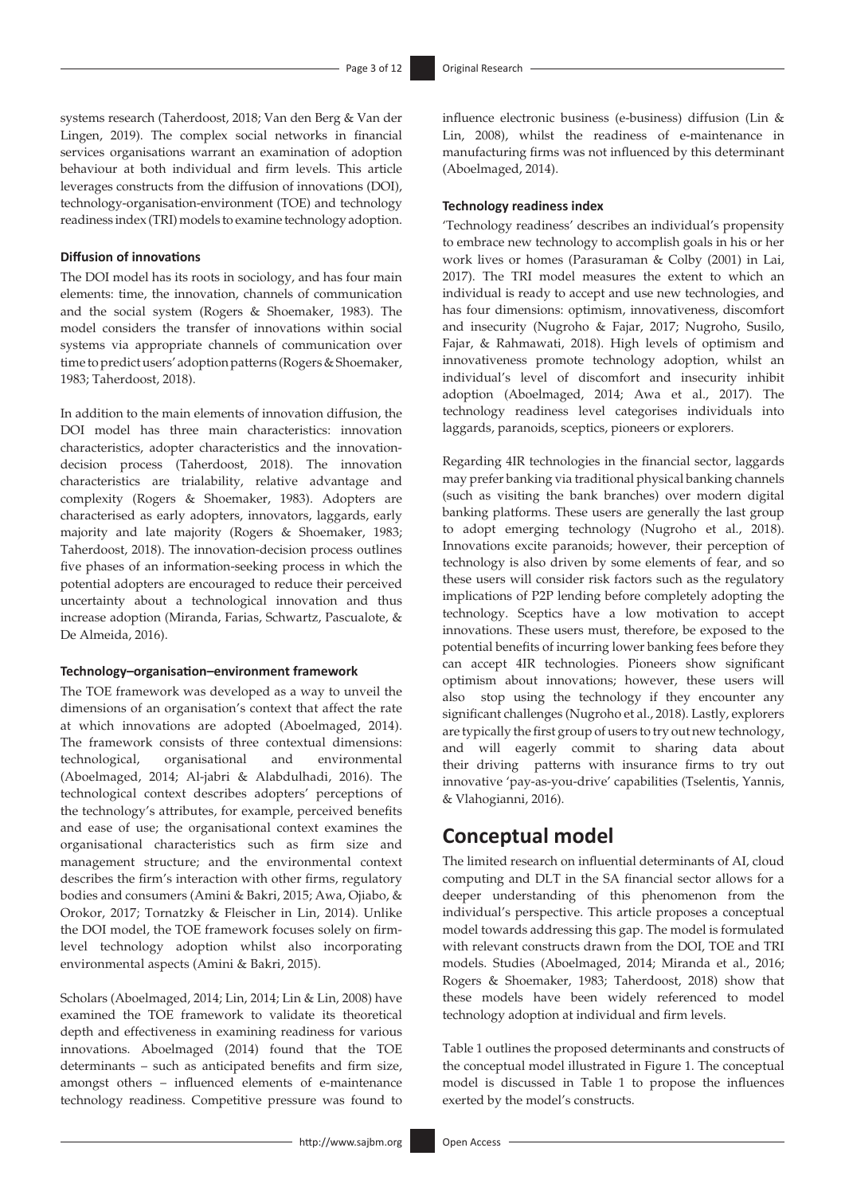systems research (Taherdoost, 2018; Van den Berg & Van der Lingen, 2019). The complex social networks in financial services organisations warrant an examination of adoption behaviour at both individual and firm levels. This article leverages constructs from the diffusion of innovations (DOI), technology-organisation-environment (TOE) and technology readiness index (TRI) models to examine technology adoption.

### Diffusion of innovations

The DOI model has its roots in sociology, and has four main elements: time, the innovation, channels of communication and the social system (Rogers & Shoemaker, 1983). The model considers the transfer of innovations within social systems via appropriate channels of communication over time to predict users' adoption patterns (Rogers & Shoemaker, 1983; Taherdoost, 2018).

In addition to the main elements of innovation diffusion, the DOI model has three main characteristics: innovation characteristics, adopter characteristics and the innovation-decision process (Taherdoost, 2018). The innovation characteristics are trialability, relative advantage and complexity (Rogers & Shoemaker, 1983). Adopters are characterised as early adopters, innovators, laggards, early majority and late majority (Rogers & Shoemaker, 1983; Taherdoost, 2018). The innovation-decision process outlines five phases of an information-seeking process in which the potential adopters are encouraged to reduce their perceived uncertainty about a technological innovation and thus increase adoption (Miranda, Farias, Schwartz, Pascualote, & De Almeida, 2016).

### Technology–organisation–environment framework

The TOE framework was developed as a way to unveil the dimensions of an organisation's context that affect the rate at which innovations are adopted (Aboelmaged, 2014). The framework consists of three contextual dimensions: technological, organisational and environmental (Aboelmaged, 2014; Al-jabri & Alabdulhadi, 2016). The technological context describes adopters' perceptions of the technology's attributes, for example, perceived benefits and ease of use; the organisational context examines the organisational characteristics such as firm size and management structure; and the environmental context describes the firm's interaction with other firms, regulatory bodies and consumers (Amini & Bakri, 2015; Awa, Ojiabo, & Orokor, 2017; Tornatzky & Fleischer in Lin, 2014). Unlike the DOI model, the TOE framework focuses solely on firm-level technology adoption whilst also incorporating environmental aspects (Amini & Bakri, 2015).

Scholars (Aboelmaged, 2014; Lin, 2014; Lin & Lin, 2008) have examined the TOE framework to validate its theoretical depth and effectiveness in examining readiness for various innovations. Aboelmaged (2014) found that the TOE determinants – such as anticipated benefits and firm size, amongst others – influenced elements of e-maintenance technology readiness. Competitive pressure was found to influence electronic business (e-business) diffusion (Lin & Lin, 2008), whilst the readiness of e-maintenance in manufacturing firms was not influenced by this determinant (Aboelmaged, 2014).

### Technology readiness index

'Technology readiness' describes an individual's propensity to embrace new technology to accomplish goals in his or her work lives or homes (Parasuraman & Colby (2001) in Lai, 2017). The TRI model measures the extent to which an individual is ready to accept and use new technologies, and has four dimensions: optimism, innovativeness, discomfort and insecurity (Nugroho & Fajar, 2017; Nugroho, Susilo, Fajar, & Rahmawati, 2018). High levels of optimism and innovativeness promote technology adoption, whilst an individual's level of discomfort and insecurity inhibit adoption (Aboelmaged, 2014; Awa et al., 2017). The technology readiness level categorises individuals into laggards, paranoids, sceptics, pioneers or explorers.

Regarding 4IR technologies in the financial sector, laggards may prefer banking via traditional physical banking channels (such as visiting the bank branches) over modern digital banking platforms. These users are generally the last group to adopt emerging technology (Nugroho et al., 2018). Innovations excite paranoids; however, their perception of technology is also driven by some elements of fear, and so these users will consider risk factors such as the regulatory implications of P2P lending before completely adopting the technology. Sceptics have a low motivation to accept innovations. These users must, therefore, be exposed to the potential benefits of incurring lower banking fees before they can accept 4IR technologies. Pioneers show significant optimism about innovations; however, these users will also stop using the technology if they encounter any significant challenges (Nugroho et al., 2018). Lastly, explorers are typically the first group of users to try out new technology, and will eagerly commit to sharing data about their driving patterns with insurance firms to try out innovative 'pay-as-you-drive' capabilities (Tselentis, Yannis, & Vlahogianni, 2016).

## Conceptual model

The limited research on influential determinants of AI, cloud computing and DLT in the SA financial sector allows for a deeper understanding of this phenomenon from the individual's perspective. This article proposes a conceptual model towards addressing this gap. The model is formulated with relevant constructs drawn from the DOI, TOE and TRI models. Studies (Aboelmaged, 2014; Miranda et al., 2016; Rogers & Shoemaker, 1983; Taherdoost, 2018) show that these models have been widely referenced to model technology adoption at individual and firm levels.

Table 1 outlines the proposed determinants and constructs of the conceptual model illustrated in Figure 1. The conceptual model is discussed in Table 1 to propose the influences exerted by the model's constructs.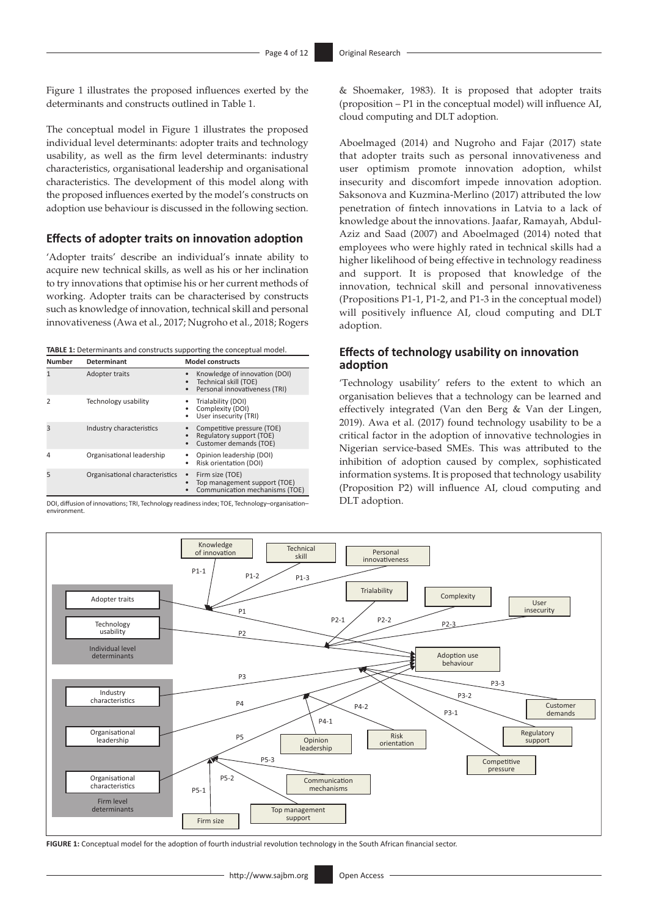Figure 1 illustrates the proposed influences exerted by the determinants and constructs outlined in Table 1.

The conceptual model in Figure 1 illustrates the proposed individual level determinants: adopter traits and technology usability, as well as the firm level determinants: industry characteristics, organisational leadership and organisational characteristics. The development of this model along with the proposed influences exerted by the model's constructs on adoption use behaviour is discussed in the following section.

## Effects of adopter traits on innovation adoption

'Adopter traits' describe an individual's innate ability to acquire new technical skills, as well as his or her inclination to try innovations that optimise his or her current methods of working. Adopter traits can be characterised by constructs such as knowledge of innovation, technical skill and personal innovativeness (Awa et al., 2017; Nugroho et al., 2018; Rogers & Shoemaker, 1983). It is proposed that adopter traits (proposition – P1 in the conceptual model) will influence AI, cloud computing and DLT adoption.

**TABLE 1:** Determinants and constructs supporting the conceptual model.

| Number | Determinant | Model constructs |
|---|---|---|
| 1 | Adopter traits | • Knowledge of innovation (DOI)<br>• Technical skill (TOE)<br>• Personal innovativeness (TRI) |
| 2 | Technology usability | • Trialability (DOI)<br>• Complexity (DOI)<br>• User insecurity (TRI) |
| 3 | Industry characteristics | • Competitive pressure (TOE)<br>• Regulatory support (TOE)<br>• Customer demands (TOE) |
| 4 | Organisational leadership | • Opinion leadership (DOI)<br>• Risk orientation (DOI) |
| 5 | Organisational characteristics | • Firm size (TOE)<br>• Top management support (TOE)<br>• Communication mechanisms (TOE) |

DOI, diffusion of innovations; TRI, Technology readiness index; TOE, Technology–organisation–environment.

Aboelmaged (2014) and Nugroho and Fajar (2017) state that adopter traits such as personal innovativeness and user optimism promote innovation adoption, whilst insecurity and discomfort impede innovation adoption. Saksonova and Kuzmina-Merlino (2017) attributed the low penetration of fintech innovations in Latvia to a lack of knowledge about the innovations. Jaafar, Ramayah, Abdul-Aziz and Saad (2007) and Aboelmaged (2014) noted that employees who were highly rated in technical skills had a higher likelihood of being effective in technology readiness and support. It is proposed that knowledge of the innovation, technical skill and personal innovativeness (Propositions P1-1, P1-2, and P1-3 in the conceptual model) will positively influence AI, cloud computing and DLT adoption.

## Effects of technology usability on innovation adoption

'Technology usability' refers to the extent to which an organisation believes that a technology can be learned and effectively integrated (Van den Berg & Van der Lingen, 2019). Awa et al. (2017) found technology usability to be a critical factor in the adoption of innovative technologies in Nigerian service-based SMEs. This was attributed to the inhibition of adoption caused by complex, sophisticated information systems. It is proposed that technology usability (Proposition P2) will influence AI, cloud computing and DLT adoption.

**FIGURE 1:** Conceptual model for the adoption of fourth industrial revolution technology in the South African financial sector.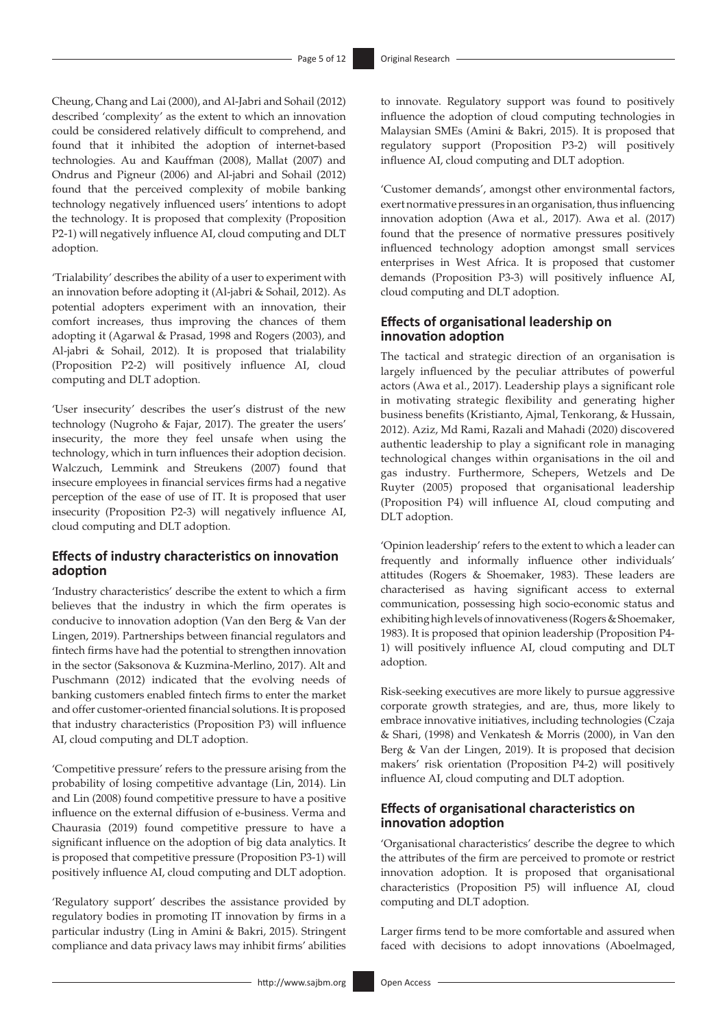Cheung, Chang and Lai (2000), and Al-Jabri and Sohail (2012) described 'complexity' as the extent to which an innovation could be considered relatively difficult to comprehend, and found that it inhibited the adoption of internet-based technologies. Au and Kauffman (2008), Mallat (2007) and Ondrus and Pigneur (2006) and Al-jabri and Sohail (2012) found that the perceived complexity of mobile banking technology negatively influenced users' intentions to adopt the technology. It is proposed that complexity (Proposition P2-1) will negatively influence AI, cloud computing and DLT adoption.

'Trialability' describes the ability of a user to experiment with an innovation before adopting it (Al-jabri & Sohail, 2012). As potential adopters experiment with an innovation, their comfort increases, thus improving the chances of them adopting it (Agarwal & Prasad, 1998 and Rogers (2003), and Al-jabri & Sohail, 2012). It is proposed that trialability (Proposition P2-2) will positively influence AI, cloud computing and DLT adoption.

'User insecurity' describes the user's distrust of the new technology (Nugroho & Fajar, 2017). The greater the users' insecurity, the more they feel unsafe when using the technology, which in turn influences their adoption decision. Walczuch, Lemmink and Streukens (2007) found that insecure employees in financial services firms had a negative perception of the ease of use of IT. It is proposed that user insecurity (Proposition P2-3) will negatively influence AI, cloud computing and DLT adoption.

## Effects of industry characteristics on innovation adoption

'Industry characteristics' describe the extent to which a firm believes that the industry in which the firm operates is conducive to innovation adoption (Van den Berg & Van der Lingen, 2019). Partnerships between financial regulators and fintech firms have had the potential to strengthen innovation in the sector (Saksonova & Kuzmina-Merlino, 2017). Alt and Puschmann (2012) indicated that the evolving needs of banking customers enabled fintech firms to enter the market and offer customer-oriented financial solutions. It is proposed that industry characteristics (Proposition P3) will influence AI, cloud computing and DLT adoption.

'Competitive pressure' refers to the pressure arising from the probability of losing competitive advantage (Lin, 2014). Lin and Lin (2008) found competitive pressure to have a positive influence on the external diffusion of e-business. Verma and Chaurasia (2019) found competitive pressure to have a significant influence on the adoption of big data analytics. It is proposed that competitive pressure (Proposition P3-1) will positively influence AI, cloud computing and DLT adoption.

'Regulatory support' describes the assistance provided by regulatory bodies in promoting IT innovation by firms in a particular industry (Ling in Amini & Bakri, 2015). Stringent compliance and data privacy laws may inhibit firms' abilities to innovate. Regulatory support was found to positively influence the adoption of cloud computing technologies in Malaysian SMEs (Amini & Bakri, 2015). It is proposed that regulatory support (Proposition P3-2) will positively influence AI, cloud computing and DLT adoption.

'Customer demands', amongst other environmental factors, exert normative pressures in an organisation, thus influencing innovation adoption (Awa et al., 2017). Awa et al. (2017) found that the presence of normative pressures positively influenced technology adoption amongst small services enterprises in West Africa. It is proposed that customer demands (Proposition P3-3) will positively influence AI, cloud computing and DLT adoption.

## Effects of organisational leadership on innovation adoption

The tactical and strategic direction of an organisation is largely influenced by the peculiar attributes of powerful actors (Awa et al., 2017). Leadership plays a significant role in motivating strategic flexibility and generating higher business benefits (Kristianto, Ajmal, Tenkorang, & Hussain, 2012). Aziz, Md Rami, Razali and Mahadi (2020) discovered authentic leadership to play a significant role in managing technological changes within organisations in the oil and gas industry. Furthermore, Schepers, Wetzels and De Ruyter (2005) proposed that organisational leadership (Proposition P4) will influence AI, cloud computing and DLT adoption.

'Opinion leadership' refers to the extent to which a leader can frequently and informally influence other individuals' attitudes (Rogers & Shoemaker, 1983). These leaders are characterised as having significant access to external communication, possessing high socio-economic status and exhibiting high levels of innovativeness (Rogers & Shoemaker, 1983). It is proposed that opinion leadership (Proposition P4-1) will positively influence AI, cloud computing and DLT adoption.

Risk-seeking executives are more likely to pursue aggressive corporate growth strategies, and are, thus, more likely to embrace innovative initiatives, including technologies (Czaja & Shari, (1998) and Venkatesh & Morris (2000), in Van den Berg & Van der Lingen, 2019). It is proposed that decision makers' risk orientation (Proposition P4-2) will positively influence AI, cloud computing and DLT adoption.

## Effects of organisational characteristics on innovation adoption

'Organisational characteristics' describe the degree to which the attributes of the firm are perceived to promote or restrict innovation adoption. It is proposed that organisational characteristics (Proposition P5) will influence AI, cloud computing and DLT adoption.

Larger firms tend to be more comfortable and assured when faced with decisions to adopt innovations (Aboelmaged,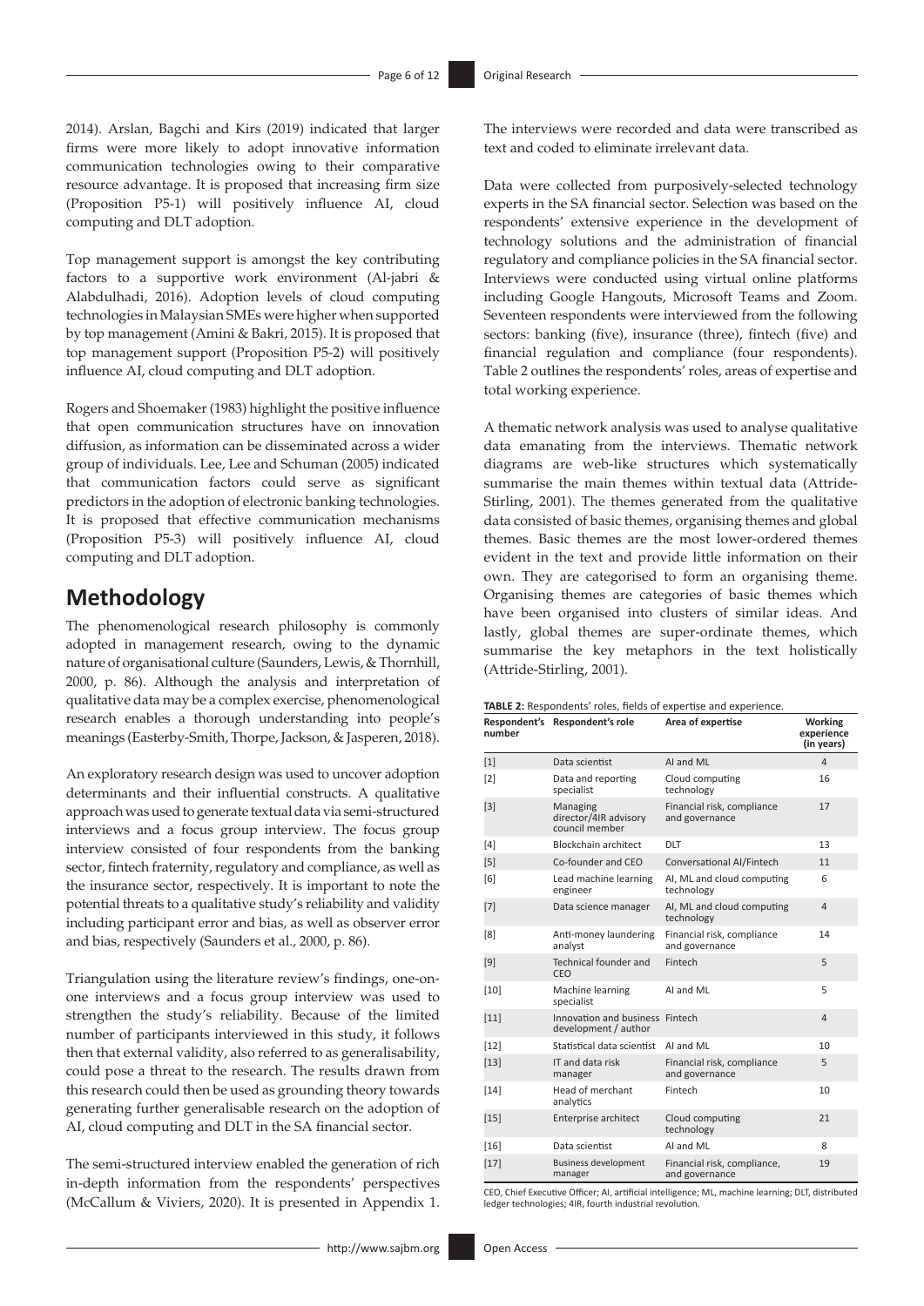2014). Arslan, Bagchi and Kirs (2019) indicated that larger firms were more likely to adopt innovative information communication technologies owing to their comparative resource advantage. It is proposed that increasing firm size (Proposition P5-1) will positively influence AI, cloud computing and DLT adoption.

Top management support is amongst the key contributing factors to a supportive work environment (Al-jabri & Alabdulhadi, 2016). Adoption levels of cloud computing technologies in Malaysian SMEs were higher when supported by top management (Amini & Bakri, 2015). It is proposed that top management support (Proposition P5-2) will positively influence AI, cloud computing and DLT adoption.

Rogers and Shoemaker (1983) highlight the positive influence that open communication structures have on innovation diffusion, as information can be disseminated across a wider group of individuals. Lee, Lee and Schuman (2005) indicated that communication factors could serve as significant predictors in the adoption of electronic banking technologies. It is proposed that effective communication mechanisms (Proposition P5-3) will positively influence AI, cloud computing and DLT adoption.

## Methodology

The phenomenological research philosophy is commonly adopted in management research, owing to the dynamic nature of organisational culture (Saunders, Lewis, & Thornhill, 2000, p. 86). Although the analysis and interpretation of qualitative data may be a complex exercise, phenomenological research enables a thorough understanding into people's meanings (Easterby-Smith, Thorpe, Jackson, & Jasperen, 2018).

An exploratory research design was used to uncover adoption determinants and their influential constructs. A qualitative approach was used to generate textual data via semi-structured interviews and a focus group interview. The focus group interview consisted of four respondents from the banking sector, fintech fraternity, regulatory and compliance, as well as the insurance sector, respectively. It is important to note the potential threats to a qualitative study's reliability and validity including participant error and bias, as well as observer error and bias, respectively (Saunders et al., 2000, p. 86).

Triangulation using the literature review's findings, one-on-one interviews and a focus group interview was used to strengthen the study's reliability. Because of the limited number of participants interviewed in this study, it follows then that external validity, also referred to as generalisability, could pose a threat to the research. The results drawn from this research could then be used as grounding theory towards generating further generalisable research on the adoption of AI, cloud computing and DLT in the SA financial sector.

The semi-structured interview enabled the generation of rich in-depth information from the respondents' perspectives (McCallum & Viviers, 2020). It is presented in Appendix 1. The interviews were recorded and data were transcribed as text and coded to eliminate irrelevant data.

Data were collected from purposively-selected technology experts in the SA financial sector. Selection was based on the respondents' extensive experience in the development of technology solutions and the administration of financial regulatory and compliance policies in the SA financial sector. Interviews were conducted using virtual online platforms including Google Hangouts, Microsoft Teams and Zoom. Seventeen respondents were interviewed from the following sectors: banking (five), insurance (three), fintech (five) and financial regulation and compliance (four respondents). Table 2 outlines the respondents' roles, areas of expertise and total working experience.

A thematic network analysis was used to analyse qualitative data emanating from the interviews. Thematic network diagrams are web-like structures which systematically summarise the main themes within textual data (Attride-Stirling, 2001). The themes generated from the qualitative data consisted of basic themes, organising themes and global themes. Basic themes are the most lower-ordered themes evident in the text and provide little information on their own. They are categorised to form an organising theme. Organising themes are categories of basic themes which have been organised into clusters of similar ideas. And lastly, global themes are super-ordinate themes, which summarise the key metaphors in the text holistically (Attride-Stirling, 2001).

**TABLE 2:** Respondents' roles, fields of expertise and experience.

| Respondent's number | Respondent's role | Area of expertise | Working experience (in years) |
|---|---|---|---|
| [1] | Data scientist | AI and ML | 4 |
| [2] | Data and reporting specialist | Cloud computing technology | 16 |
| [3] | Managing director/4IR advisory council member | Financial risk, compliance and governance | 17 |
| [4] | Blockchain architect | DLT | 13 |
| [5] | Co-founder and CEO | Conversational AI/Fintech | 11 |
| [6] | Lead machine learning engineer | AI, ML and cloud computing technology | 6 |
| [7] | Data science manager | AI, ML and cloud computing technology | 4 |
| [8] | Anti-money laundering analyst | Financial risk, compliance and governance | 14 |
| [9] | Technical founder and CEO | Fintech | 5 |
| [10] | Machine learning specialist | AI and ML | 5 |
| [11] | Innovation and business development / author | Fintech | 4 |
| [12] | Statistical data scientist | AI and ML | 10 |
| [13] | IT and data risk manager | Financial risk, compliance and governance | 5 |
| [14] | Head of merchant analytics | Fintech | 10 |
| [15] | Enterprise architect | Cloud computing technology | 21 |
| [16] | Data scientist | AI and ML | 8 |
| [17] | Business development manager | Financial risk, compliance, and governance | 19 |

CEO, Chief Executive Officer; AI, artificial intelligence; ML, machine learning; DLT, distributed ledger technologies; 4IR, fourth industrial revolution.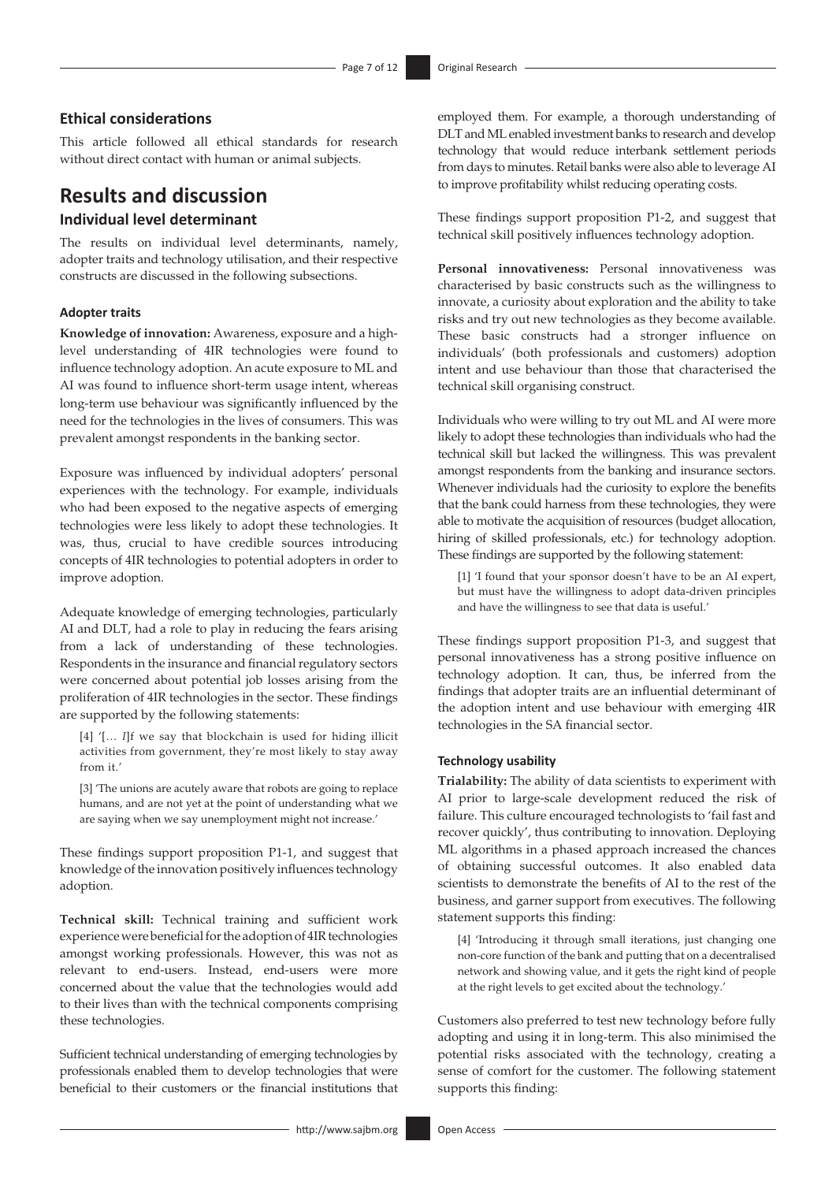### Ethical considerations

This article followed all ethical standards for research without direct contact with human or animal subjects.

## Results and discussion

### Individual level determinant

The results on individual level determinants, namely, adopter traits and technology utilisation, and their respective constructs are discussed in the following subsections.

#### Adopter traits

**Knowledge of innovation:** Awareness, exposure and a high-level understanding of 4IR technologies were found to influence technology adoption. An acute exposure to ML and AI was found to influence short-term usage intent, whereas long-term use behaviour was significantly influenced by the need for the technologies in the lives of consumers. This was prevalent amongst respondents in the banking sector.

Exposure was influenced by individual adopters' personal experiences with the technology. For example, individuals who had been exposed to the negative aspects of emerging technologies were less likely to adopt these technologies. It was, thus, crucial to have credible sources introducing concepts of 4IR technologies to potential adopters in order to improve adoption.

Adequate knowledge of emerging technologies, particularly AI and DLT, had a role to play in reducing the fears arising from a lack of understanding of these technologies. Respondents in the insurance and financial regulatory sectors were concerned about potential job losses arising from the proliferation of 4IR technologies in the sector. These findings are supported by the following statements:

> [4] '[… *I*]f we say that blockchain is used for hiding illicit activities from government, they're most likely to stay away from it.'

> [3] 'The unions are acutely aware that robots are going to replace humans, and are not yet at the point of understanding what we are saying when we say unemployment might not increase.'

These findings support proposition P1-1, and suggest that knowledge of the innovation positively influences technology adoption.

**Technical skill:** Technical training and sufficient work experience were beneficial for the adoption of 4IR technologies amongst working professionals. However, this was not as relevant to end-users. Instead, end-users were more concerned about the value that the technologies would add to their lives than with the technical components comprising these technologies.

Sufficient technical understanding of emerging technologies by professionals enabled them to develop technologies that were beneficial to their customers or the financial institutions that employed them. For example, a thorough understanding of DLT and ML enabled investment banks to research and develop technology that would reduce interbank settlement periods from days to minutes. Retail banks were also able to leverage AI to improve profitability whilst reducing operating costs.

These findings support proposition P1-2, and suggest that technical skill positively influences technology adoption.

**Personal innovativeness:** Personal innovativeness was characterised by basic constructs such as the willingness to innovate, a curiosity about exploration and the ability to take risks and try out new technologies as they become available. These basic constructs had a stronger influence on individuals' (both professionals and customers) adoption intent and use behaviour than those that characterised the technical skill organising construct.

Individuals who were willing to try out ML and AI were more likely to adopt these technologies than individuals who had the technical skill but lacked the willingness. This was prevalent amongst respondents from the banking and insurance sectors. Whenever individuals had the curiosity to explore the benefits that the bank could harness from these technologies, they were able to motivate the acquisition of resources (budget allocation, hiring of skilled professionals, etc.) for technology adoption. These findings are supported by the following statement:

> [1] 'I found that your sponsor doesn't have to be an AI expert, but must have the willingness to adopt data-driven principles and have the willingness to see that data is useful.'

These findings support proposition P1-3, and suggest that personal innovativeness has a strong positive influence on technology adoption. It can, thus, be inferred from the findings that adopter traits are an influential determinant of the adoption intent and use behaviour with emerging 4IR technologies in the SA financial sector.

#### Technology usability

**Trialability:** The ability of data scientists to experiment with AI prior to large-scale development reduced the risk of failure. This culture encouraged technologists to 'fail fast and recover quickly', thus contributing to innovation. Deploying ML algorithms in a phased approach increased the chances of obtaining successful outcomes. It also enabled data scientists to demonstrate the benefits of AI to the rest of the business, and garner support from executives. The following statement supports this finding:

> [4] 'Introducing it through small iterations, just changing one non-core function of the bank and putting that on a decentralised network and showing value, and it gets the right kind of people at the right levels to get excited about the technology.'

Customers also preferred to test new technology before fully adopting and using it in long-term. This also minimised the potential risks associated with the technology, creating a sense of comfort for the customer. The following statement supports this finding: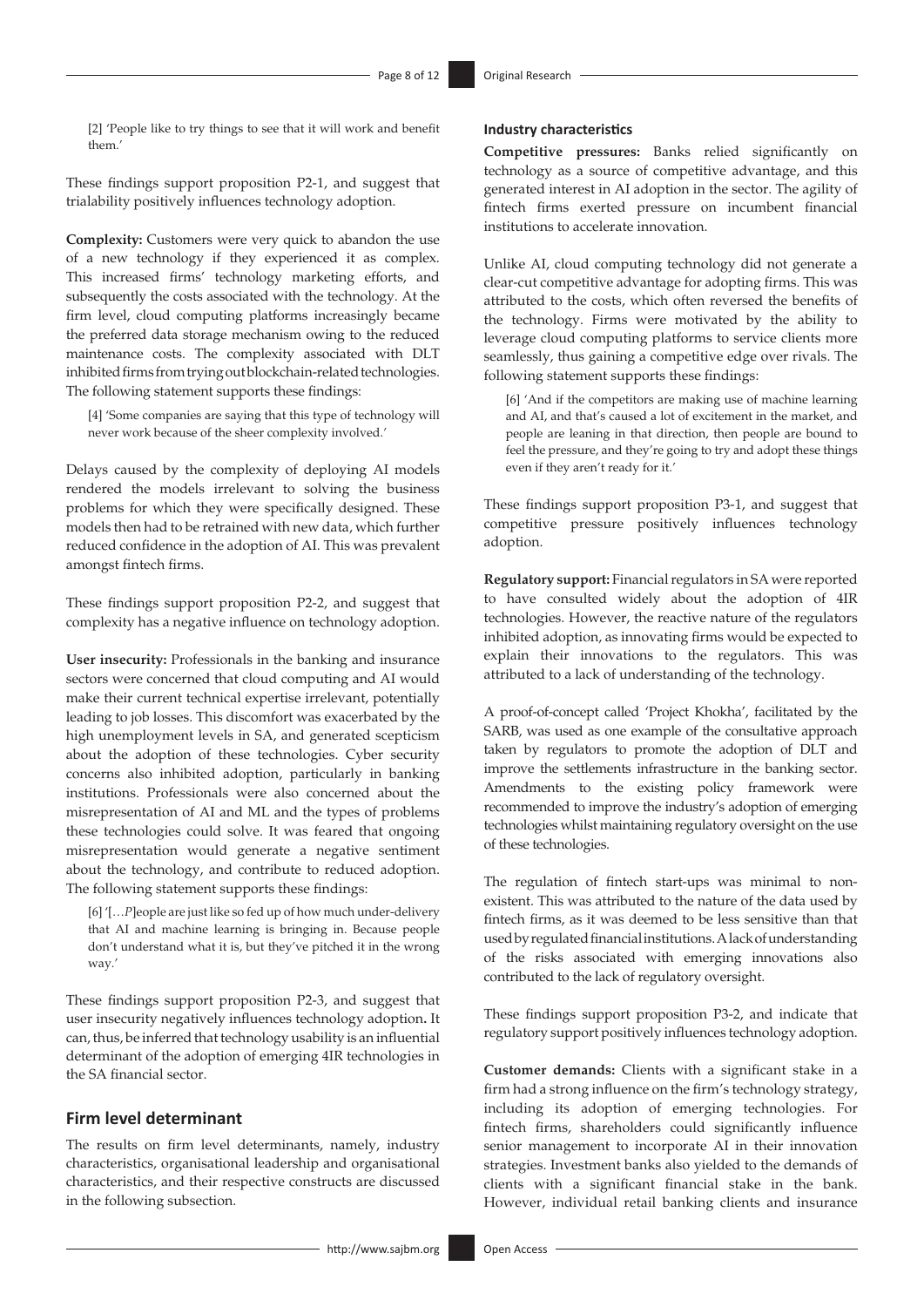> [2] 'People like to try things to see that it will work and benefit them.'

These findings support proposition P2-1, and suggest that trialability positively influences technology adoption.

**Complexity:** Customers were very quick to abandon the use of a new technology if they experienced it as complex. This increased firms' technology marketing efforts, and subsequently the costs associated with the technology. At the firm level, cloud computing platforms increasingly became the preferred data storage mechanism owing to the reduced maintenance costs. The complexity associated with DLT inhibited firms from trying out blockchain-related technologies. The following statement supports these findings:

> [4] 'Some companies are saying that this type of technology will never work because of the sheer complexity involved.'

Delays caused by the complexity of deploying AI models rendered the models irrelevant to solving the business problems for which they were specifically designed. These models then had to be retrained with new data, which further reduced confidence in the adoption of AI. This was prevalent amongst fintech firms.

These findings support proposition P2-2, and suggest that complexity has a negative influence on technology adoption.

**User insecurity:** Professionals in the banking and insurance sectors were concerned that cloud computing and AI would make their current technical expertise irrelevant, potentially leading to job losses. This discomfort was exacerbated by the high unemployment levels in SA, and generated scepticism about the adoption of these technologies. Cyber security concerns also inhibited adoption, particularly in banking institutions. Professionals were also concerned about the misrepresentation of AI and ML and the types of problems these technologies could solve. It was feared that ongoing misrepresentation would generate a negative sentiment about the technology, and contribute to reduced adoption. The following statement supports these findings:

> [6] '[…*P*]eople are just like so fed up of how much under-delivery that AI and machine learning is bringing in. Because people don't understand what it is, but they've pitched it in the wrong way.'

These findings support proposition P2-3, and suggest that user insecurity negatively influences technology adoption**.** It can, thus, be inferred that technology usability is an influential determinant of the adoption of emerging 4IR technologies in the SA financial sector.

## Firm level determinant

The results on firm level determinants, namely, industry characteristics, organisational leadership and organisational characteristics, and their respective constructs are discussed in the following subsection.

### Industry characteristics

**Competitive pressures:** Banks relied significantly on technology as a source of competitive advantage, and this generated interest in AI adoption in the sector. The agility of fintech firms exerted pressure on incumbent financial institutions to accelerate innovation.

Unlike AI, cloud computing technology did not generate a clear-cut competitive advantage for adopting firms. This was attributed to the costs, which often reversed the benefits of the technology. Firms were motivated by the ability to leverage cloud computing platforms to service clients more seamlessly, thus gaining a competitive edge over rivals. The following statement supports these findings:

> [6] 'And if the competitors are making use of machine learning and AI, and that's caused a lot of excitement in the market, and people are leaning in that direction, then people are bound to feel the pressure, and they're going to try and adopt these things even if they aren't ready for it.'

These findings support proposition P3-1, and suggest that competitive pressure positively influences technology adoption.

**Regulatory support:** Financial regulators in SA were reported to have consulted widely about the adoption of 4IR technologies. However, the reactive nature of the regulators inhibited adoption, as innovating firms would be expected to explain their innovations to the regulators. This was attributed to a lack of understanding of the technology.

A proof-of-concept called 'Project Khokha', facilitated by the SARB, was used as one example of the consultative approach taken by regulators to promote the adoption of DLT and improve the settlements infrastructure in the banking sector. Amendments to the existing policy framework were recommended to improve the industry's adoption of emerging technologies whilst maintaining regulatory oversight on the use of these technologies.

The regulation of fintech start-ups was minimal to non-existent. This was attributed to the nature of the data used by fintech firms, as it was deemed to be less sensitive than that used by regulated financial institutions. A lack of understanding of the risks associated with emerging innovations also contributed to the lack of regulatory oversight.

These findings support proposition P3-2, and indicate that regulatory support positively influences technology adoption.

**Customer demands:** Clients with a significant stake in a firm had a strong influence on the firm's technology strategy, including its adoption of emerging technologies. For fintech firms, shareholders could significantly influence senior management to incorporate AI in their innovation strategies. Investment banks also yielded to the demands of clients with a significant financial stake in the bank. However, individual retail banking clients and insurance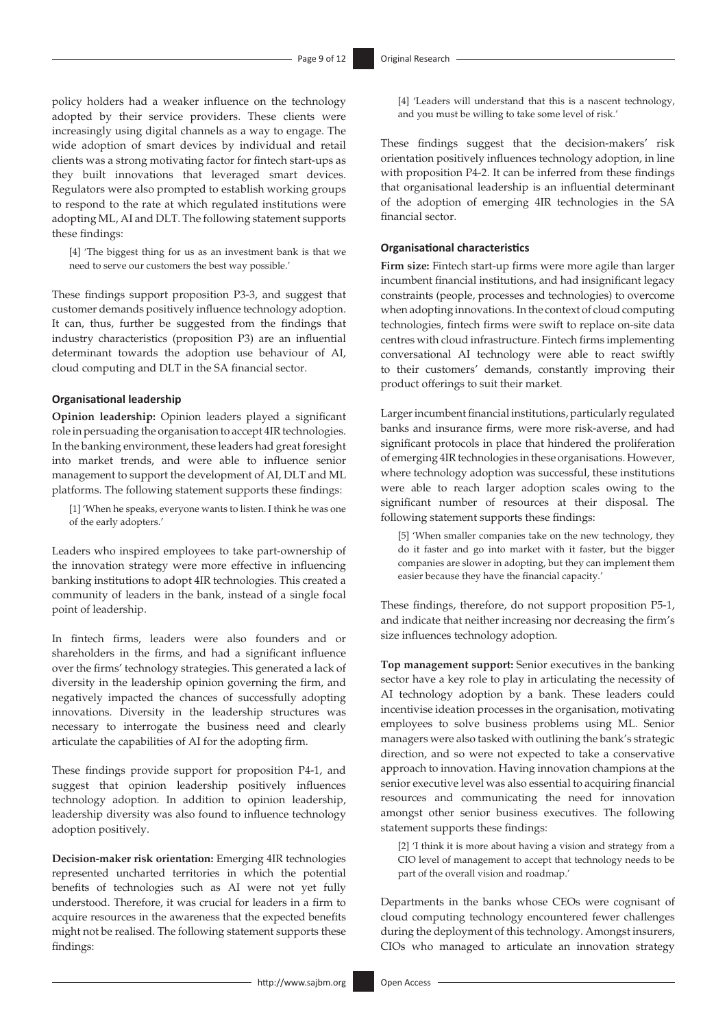policy holders had a weaker influence on the technology adopted by their service providers. These clients were increasingly using digital channels as a way to engage. The wide adoption of smart devices by individual and retail clients was a strong motivating factor for fintech start-ups as they built innovations that leveraged smart devices. Regulators were also prompted to establish working groups to respond to the rate at which regulated institutions were adopting ML, AI and DLT. The following statement supports these findings:

> [4] 'The biggest thing for us as an investment bank is that we need to serve our customers the best way possible.'

These findings support proposition P3-3, and suggest that customer demands positively influence technology adoption. It can, thus, further be suggested from the findings that industry characteristics (proposition P3) are an influential determinant towards the adoption use behaviour of AI, cloud computing and DLT in the SA financial sector.

#### Organisational leadership

**Opinion leadership:** Opinion leaders played a significant role in persuading the organisation to accept 4IR technologies. In the banking environment, these leaders had great foresight into market trends, and were able to influence senior management to support the development of AI, DLT and ML platforms. The following statement supports these findings:

> [1] 'When he speaks, everyone wants to listen. I think he was one of the early adopters.'

Leaders who inspired employees to take part-ownership of the innovation strategy were more effective in influencing banking institutions to adopt 4IR technologies. This created a community of leaders in the bank, instead of a single focal point of leadership.

In fintech firms, leaders were also founders and or shareholders in the firms, and had a significant influence over the firms' technology strategies. This generated a lack of diversity in the leadership opinion governing the firm, and negatively impacted the chances of successfully adopting innovations. Diversity in the leadership structures was necessary to interrogate the business need and clearly articulate the capabilities of AI for the adopting firm.

These findings provide support for proposition P4-1, and suggest that opinion leadership positively influences technology adoption. In addition to opinion leadership, leadership diversity was also found to influence technology adoption positively.

**Decision-maker risk orientation:** Emerging 4IR technologies represented uncharted territories in which the potential benefits of technologies such as AI were not yet fully understood. Therefore, it was crucial for leaders in a firm to acquire resources in the awareness that the expected benefits might not be realised. The following statement supports these findings:

> [4] 'Leaders will understand that this is a nascent technology, and you must be willing to take some level of risk.'

These findings suggest that the decision-makers' risk orientation positively influences technology adoption, in line with proposition P4-2. It can be inferred from these findings that organisational leadership is an influential determinant of the adoption of emerging 4IR technologies in the SA financial sector.

#### Organisational characteristics

**Firm size:** Fintech start-up firms were more agile than larger incumbent financial institutions, and had insignificant legacy constraints (people, processes and technologies) to overcome when adopting innovations. In the context of cloud computing technologies, fintech firms were swift to replace on-site data centres with cloud infrastructure. Fintech firms implementing conversational AI technology were able to react swiftly to their customers' demands, constantly improving their product offerings to suit their market.

Larger incumbent financial institutions, particularly regulated banks and insurance firms, were more risk-averse, and had significant protocols in place that hindered the proliferation of emerging 4IR technologies in these organisations. However, where technology adoption was successful, these institutions were able to reach larger adoption scales owing to the significant number of resources at their disposal. The following statement supports these findings:

> [5] 'When smaller companies take on the new technology, they do it faster and go into market with it faster, but the bigger companies are slower in adopting, but they can implement them easier because they have the financial capacity.'

These findings, therefore, do not support proposition P5-1, and indicate that neither increasing nor decreasing the firm's size influences technology adoption.

**Top management support:** Senior executives in the banking sector have a key role to play in articulating the necessity of AI technology adoption by a bank. These leaders could incentivise ideation processes in the organisation, motivating employees to solve business problems using ML. Senior managers were also tasked with outlining the bank's strategic direction, and so were not expected to take a conservative approach to innovation. Having innovation champions at the senior executive level was also essential to acquiring financial resources and communicating the need for innovation amongst other senior business executives. The following statement supports these findings:

> [2] 'I think it is more about having a vision and strategy from a CIO level of management to accept that technology needs to be part of the overall vision and roadmap.'

Departments in the banks whose CEOs were cognisant of cloud computing technology encountered fewer challenges during the deployment of this technology. Amongst insurers, CIOs who managed to articulate an innovation strategy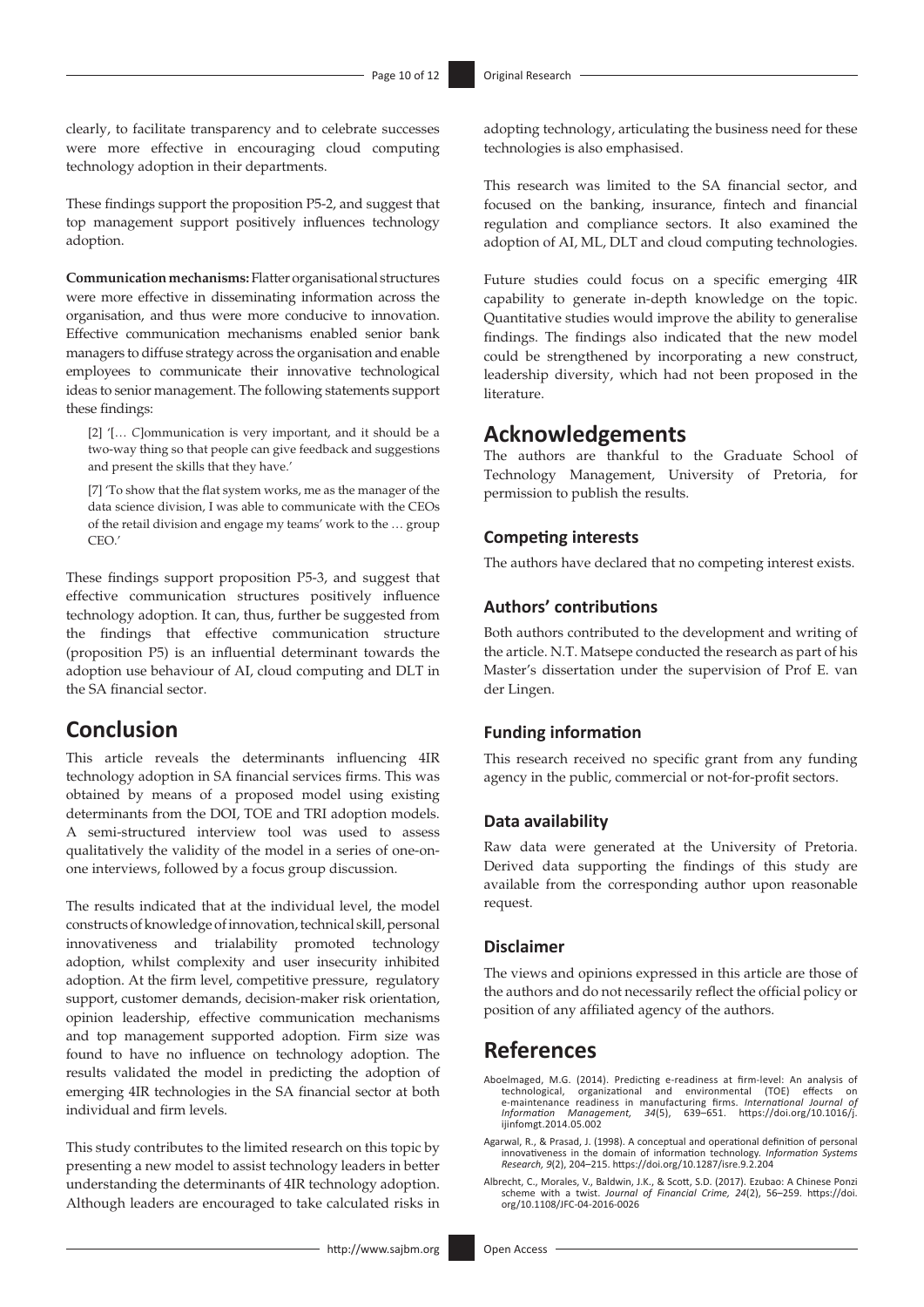clearly, to facilitate transparency and to celebrate successes were more effective in encouraging cloud computing technology adoption in their departments.

These findings support the proposition P5-2, and suggest that top management support positively influences technology adoption.

**Communication mechanisms:** Flatter organisational structures were more effective in disseminating information across the organisation, and thus were more conducive to innovation. Effective communication mechanisms enabled senior bank managers to diffuse strategy across the organisation and enable employees to communicate their innovative technological ideas to senior management. The following statements support these findings:

> [2] '[… *C*]ommunication is very important, and it should be a two-way thing so that people can give feedback and suggestions and present the skills that they have.'

> [7] 'To show that the flat system works, me as the manager of the data science division, I was able to communicate with the CEOs of the retail division and engage my teams' work to the … group CEO.'

These findings support proposition P5-3, and suggest that effective communication structures positively influence technology adoption. It can, thus, further be suggested from the findings that effective communication structure (proposition P5) is an influential determinant towards the adoption use behaviour of AI, cloud computing and DLT in the SA financial sector.

## Conclusion

This article reveals the determinants influencing 4IR technology adoption in SA financial services firms. This was obtained by means of a proposed model using existing determinants from the DOI, TOE and TRI adoption models. A semi-structured interview tool was used to assess qualitatively the validity of the model in a series of one-on-one interviews, followed by a focus group discussion.

The results indicated that at the individual level, the model constructs of knowledge of innovation, technical skill, personal innovativeness and trialability promoted technology adoption, whilst complexity and user insecurity inhibited adoption. At the firm level, competitive pressure, regulatory support, customer demands, decision-maker risk orientation, opinion leadership, effective communication mechanisms and top management supported adoption. Firm size was found to have no influence on technology adoption. The results validated the model in predicting the adoption of emerging 4IR technologies in the SA financial sector at both individual and firm levels.

This study contributes to the limited research on this topic by presenting a new model to assist technology leaders in better understanding the determinants of 4IR technology adoption. Although leaders are encouraged to take calculated risks in adopting technology, articulating the business need for these technologies is also emphasised.

This research was limited to the SA financial sector, and focused on the banking, insurance, fintech and financial regulation and compliance sectors. It also examined the adoption of AI, ML, DLT and cloud computing technologies.

Future studies could focus on a specific emerging 4IR capability to generate in-depth knowledge on the topic. Quantitative studies would improve the ability to generalise findings. The findings also indicated that the new model could be strengthened by incorporating a new construct, leadership diversity, which had not been proposed in the literature.

## Acknowledgements

The authors are thankful to the Graduate School of Technology Management, University of Pretoria, for permission to publish the results.

### Competing interests

The authors have declared that no competing interest exists.

### Authors' contributions

Both authors contributed to the development and writing of the article. N.T. Matsepe conducted the research as part of his Master's dissertation under the supervision of Prof E. van der Lingen.

### Funding information

This research received no specific grant from any funding agency in the public, commercial or not-for-profit sectors.

### Data availability

Raw data were generated at the University of Pretoria. Derived data supporting the findings of this study are available from the corresponding author upon reasonable request.

### Disclaimer

The views and opinions expressed in this article are those of the authors and do not necessarily reflect the official policy or position of any affiliated agency of the authors.

## References

Aboelmaged, M.G. (2014). Predicting e-readiness at firm-level: An analysis of technological, organizational and environmental (TOE) effects on e-maintenance readiness in manufacturing firms. *International Journal of Information Management, 34*(5), 639–651. https://doi.org/10.1016/j.ijinfomgt.2014.05.002

Agarwal, R., & Prasad, J. (1998). A conceptual and operational definition of personal innovativeness in the domain of information technology. *Information Systems Research, 9*(2), 204–215. https://doi.org/10.1287/isre.9.2.204

Albrecht, C., Morales, V., Baldwin, J.K., & Scott, S.D. (2017). Ezubao: A Chinese Ponzi scheme with a twist. *Journal of Financial Crime, 24*(2), 56–259. https://doi.org/10.1108/JFC-04-2016-0026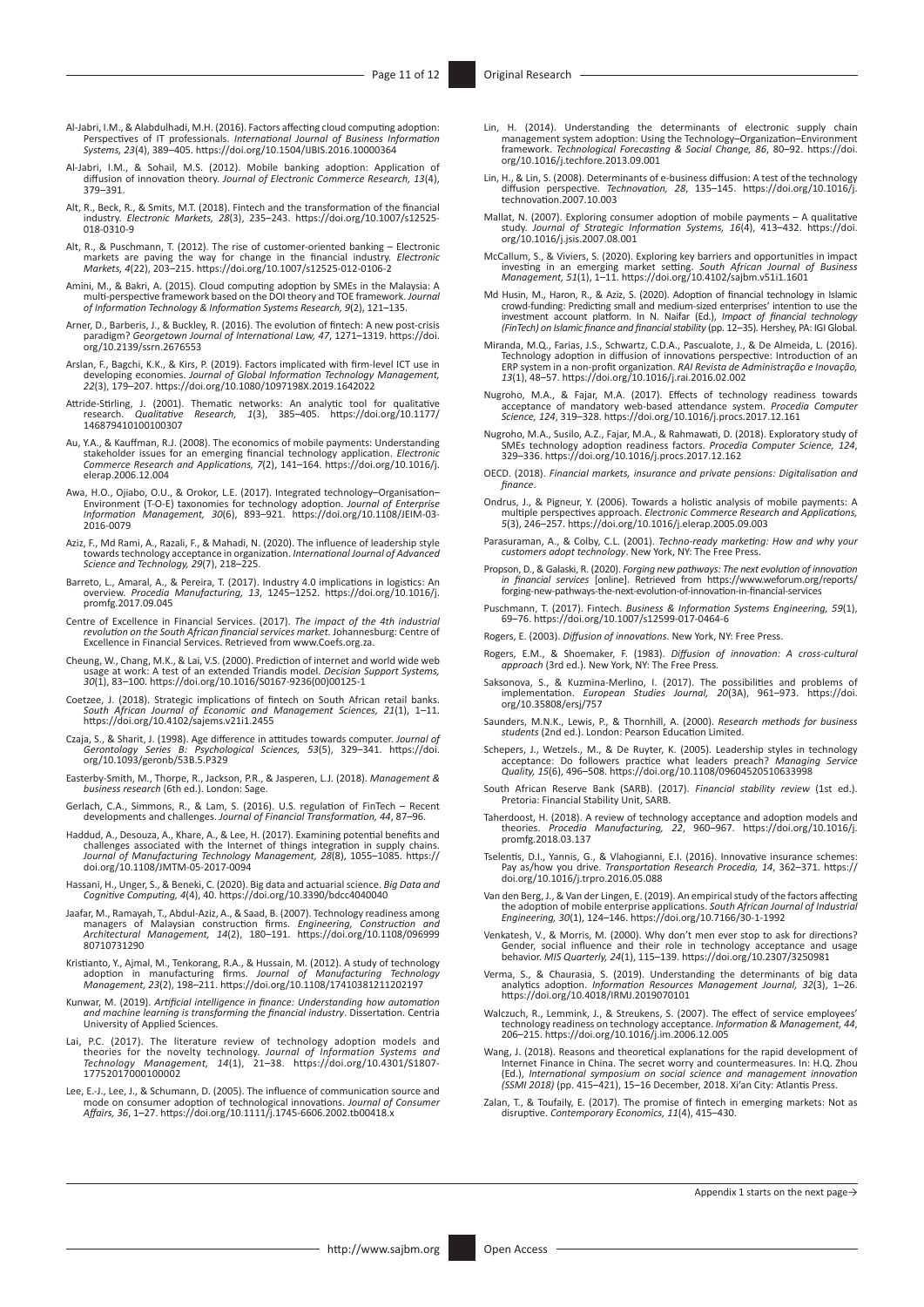Al-Jabri, I.M., & Alabdulhadi, M.H. (2016). Factors affecting cloud computing adoption: Perspectives of IT professionals. *International Journal of Business Information Systems, 23*(4), 389–405. https://doi.org/10.1504/IJBIS.2016.10000364

Al-Jabri, I.M., & Sohail, M.S. (2012). Mobile banking adoption: Application of diffusion of innovation theory. *Journal of Electronic Commerce Research, 13*(4), 379–391.

Alt, R., Beck, R., & Smits, M.T. (2018). Fintech and the transformation of the financial industry. *Electronic Markets, 28*(3), 235–243. https://doi.org/10.1007/s12525-018-0310-9

Alt, R., & Puschmann, T. (2012). The rise of customer-oriented banking – Electronic markets are paving the way for change in the financial industry. *Electronic Markets, 4*(22), 203–215. https://doi.org/10.1007/s12525-012-0106-2

Amini, M., & Bakri, A. (2015). Cloud computing adoption by SMEs in the Malaysia: A multi-perspective framework based on the DOI theory and TOE framework. *Journal of Information Technology & Information Systems Research, 9*(2), 121–135.

Arner, D., Barberis, J., & Buckley, R. (2016). The evolution of fintech: A new post-crisis paradigm? *Georgetown Journal of International Law, 47*, 1271–1319. https://doi.org/10.2139/ssrn.2676553

Arslan, F., Bagchi, K.K., & Kirs, P. (2019). Factors implicated with firm-level ICT use in developing economies. *Journal of Global Information Technology Management, 22*(3), 179–207. https://doi.org/10.1080/1097198X.2019.1642022

Attride-Stirling, J. (2001). Thematic networks: An analytic tool for qualitative research. *Qualitative Research, 1*(3), 385–405. https://doi.org/10.1177/146879410100100307

Au, Y.A., & Kauffman, R.J. (2008). The economics of mobile payments: Understanding stakeholder issues for an emerging financial technology application. *Electronic Commerce Research and Applications, 7*(2), 141–164. https://doi.org/10.1016/j.elerap.2006.12.004

Awa, H.O., Ojiabo, O.U., & Orokor, L.E. (2017). Integrated technology–Organisation–Environment (T-O-E) taxonomies for technology adoption. *Journal of Enterprise Information Management, 30*(6), 893–921. https://doi.org/10.1108/JEIM-03-2016-0079

Aziz, F., Md Rami, A., Razali, F., & Mahadi, N. (2020). The influence of leadership style towards technology acceptance in organization. *International Journal of Advanced Science and Technology, 29*(7), 218–225.

Barreto, L., Amaral, A., & Pereira, T. (2017). Industry 4.0 implications in logistics: An overview. *Procedia Manufacturing, 13*, 1245–1252. https://doi.org/10.1016/j.promfg.2017.09.045

Centre of Excellence in Financial Services. (2017). *The impact of the 4th industrial revolution on the South African financial services market*. Johannesburg: Centre of Excellence in Financial Services. Retrieved from www.Coefs.org.za.

Cheung, W., Chang, M.K., & Lai, V.S. (2000). Prediction of internet and world wide web usage at work: A test of an extended Triandis model. *Decision Support Systems, 30*(1), 83–100. https://doi.org/10.1016/S0167-9236(00)00125-1

Coetzee, J. (2018). Strategic implications of fintech on South African retail banks. *South African Journal of Economic and Management Sciences, 21*(1), 1–11. https://doi.org/10.4102/sajems.v21i1.2455

Czaja, S., & Sharit, J. (1998). Age difference in attitudes towards computer. *Journal of Gerontology Series B: Psychological Sciences, 53*(5), 329–341. https://doi.org/10.1093/geronb/53B.5.P329

Easterby-Smith, M., Thorpe, R., Jackson, P.R., & Jasperen, L.J. (2018). *Management & business research* (6th ed.). London: Sage.

Gerlach, C.A., Simmons, R., & Lam, S. (2016). U.S. regulation of FinTech – Recent developments and challenges. *Journal of Financial Transformation, 44*, 87–96.

Haddud, A., Desouza, A., Khare, A., & Lee, H. (2017). Examining potential benefits and challenges associated with the Internet of things integration in supply chains. *Journal of Manufacturing Technology Management, 28*(8), 1055–1085. https://doi.org/10.1108/JMTM-05-2017-0094

Hassani, H., Unger, S., & Beneki, C. (2020). Big data and actuarial science. *Big Data and Cognitive Computing, 4*(4), 40. https://doi.org/10.3390/bdcc4040040

Jaafar, M., Ramayah, T., Abdul-Aziz, A., & Saad, B. (2007). Technology readiness among managers of Malaysian construction firms. *Engineering, Construction and Architectural Management, 14*(2), 180–191. https://doi.org/10.1108/09699980710731290

Kristianto, Y., Ajmal, M., Tenkorang, R.A., & Hussain, M. (2012). A study of technology adoption in manufacturing firms. *Journal of Manufacturing Technology Management, 23*(2), 198–211. https://doi.org/10.1108/17410381211202197

Kunwar, M. (2019). *Artificial intelligence in finance: Understanding how automation and machine learning is transforming the financial industry*. Dissertation. Centria University of Applied Sciences.

Lai, P.C. (2017). The literature review of technology adoption models and theories for the novelty technology. *Journal of Information Systems and Technology Management, 14*(1), 21–38. https://doi.org/10.4301/S1807-17752017000100002

Lee, E.-J., Lee, J., & Schumann, D. (2005). The influence of communication source and mode on consumer adoption of technological innovations. *Journal of Consumer Affairs, 36*, 1–27. https://doi.org/10.1111/j.1745-6606.2002.tb00418.x

Lin, H. (2014). Understanding the determinants of electronic supply chain management system adoption: Using the Technology–Organization–Environment framework. *Technological Forecasting & Social Change, 86*, 80–92. https://doi.org/10.1016/j.techfore.2013.09.001

Lin, H., & Lin, S. (2008). Determinants of e-business diffusion: A test of the technology diffusion perspective. *Technovation, 28*, 135–145. https://doi.org/10.1016/j.technovation.2007.10.003

Mallat, N. (2007). Exploring consumer adoption of mobile payments – A qualitative study. *Journal of Strategic Information Systems, 16*(4), 413–432. https://doi.org/10.1016/j.jsis.2007.08.001

McCallum, S., & Viviers, S. (2020). Exploring key barriers and opportunities in impact investing in an emerging market setting. *South African Journal of Business Management, 51*(1), 1–11. https://doi.org/10.4102/sajbm.v51i1.1601

Md Husin, M., Haron, R., & Aziz, S. (2020). Adoption of financial technology in Islamic crowd-funding: Predicting small and medium-sized enterprises' intention to use the investment account platform. In N. Naifar (Ed.), *Impact of financial technology (FinTech) on Islamic finance and financial stability* (pp. 12–35). Hershey, PA: IGI Global.

Miranda, M.Q., Farias, J.S., Schwartz, C.D.A., Pascualote, J., & De Almeida, L. (2016). Technology adoption in diffusion of innovations perspective: Introduction of an ERP system in a non-profit organization. *RAI Revista de Administração e Inovação, 13*(1), 48–57. https://doi.org/10.1016/j.rai.2016.02.002

Nugroho, M.A., & Fajar, M.A. (2017). Effects of technology readiness towards acceptance of mandatory web-based attendance system. *Procedia Computer Science, 124*, 319–328. https://doi.org/10.1016/j.procs.2017.12.161

Nugroho, M.A., Susilo, A.Z., Fajar, M.A., & Rahmawati, D. (2018). Exploratory study of SMEs technology adoption readiness factors. *Procedia Computer Science, 124*, 329–336. https://doi.org/10.1016/j.procs.2017.12.162

OECD. (2018). *Financial markets, insurance and private pensions: Digitalisation and finance*.

Ondrus, J., & Pigneur, Y. (2006). Towards a holistic analysis of mobile payments: A multiple perspectives approach. *Electronic Commerce Research and Applications, 5*(3), 246–257. https://doi.org/10.1016/j.elerap.2005.09.003

Parasuraman, A., & Colby, C.L. (2001). *Techno-ready marketing: How and why your customers adopt technology*. New York, NY: The Free Press.

Propson, D., & Galaski, R. (2020). *Forging new pathways: The next evolution of innovation in financial services* [online]. Retrieved from https://www.weforum.org/reports/forging-new-pathways-the-next-evolution-of-innovation-in-financial-services

Puschmann, T. (2017). Fintech. *Business & Information Systems Engineering, 59*(1), 69–76. https://doi.org/10.1007/s12599-017-0464-6

Rogers, E. (2003). *Diffusion of innovations*. New York, NY: Free Press.

Rogers, E.M., & Shoemaker, F. (1983). *Diffusion of innovation: A cross-cultural approach* (3rd ed.). New York, NY: The Free Press.

Saksonova, S., & Kuzmina-Merlino, I. (2017). The possibilities and problems of implementation. *European Studies Journal, 20*(3A), 961–973. https://doi.org/10.35808/ersj/757

Saunders, M.N.K., Lewis, P., & Thornhill, A. (2000). *Research methods for business students* (2nd ed.). London: Pearson Education Limited.

Schepers, J., Wetzels., M., & De Ruyter, K. (2005). Leadership styles in technology acceptance: Do followers practice what leaders preach? *Managing Service Quality, 15*(6), 496–508. https://doi.org/10.1108/09604520510633998

South African Reserve Bank (SARB). (2017). *Financial stability review* (1st ed.). Pretoria: Financial Stability Unit, SARB.

Taherdoost, H. (2018). A review of technology acceptance and adoption models and theories. *Procedia Manufacturing, 22*, 960–967. https://doi.org/10.1016/j.promfg.2018.03.137

Tselentis, D.I., Yannis, G., & Vlahogianni, E.I. (2016). Innovative insurance schemes: Pay as/how you drive. *Transportation Research Procedia, 14*, 362–371. https://doi.org/10.1016/j.trpro.2016.05.088

Van den Berg, J., & Van der Lingen, E. (2019). An empirical study of the factors affecting the adoption of mobile enterprise applications. *South African Journal of Industrial Engineering, 30*(1), 124–146. https://doi.org/10.7166/30-1-1992

Venkatesh, V., & Morris, M. (2000). Why don't men ever stop to ask for directions? Gender, social influence and their role in technology acceptance and usage behavior. *MIS Quarterly, 24*(1), 115–139. https://doi.org/10.2307/3250981

Verma, S., & Chaurasia, S. (2019). Understanding the determinants of big data analytics adoption. *Information Resources Management Journal, 32*(3), 1–26. https://doi.org/10.4018/IRMJ.2019070101

Walczuch, R., Lemmink, J., & Streukens, S. (2007). The effect of service employees' technology readiness on technology acceptance. *Information & Management, 44*, 206–215. https://doi.org/10.1016/j.im.2006.12.005

Wang, J. (2018). Reasons and theoretical explanations for the rapid development of Internet Finance in China. The secret worry and countermeasures. In: H.Q. Zhou (Ed.), *International symposium on social science and management innovation (SSMI 2018)* (pp. 415–421), 15–16 December, 2018. Xi'an City: Atlantis Press.

Zalan, T., & Toufaily, E. (2017). The promise of fintech in emerging markets: Not as disruptive. *Contemporary Economics, 11*(4), 415–430.

Appendix 1 starts on the next page→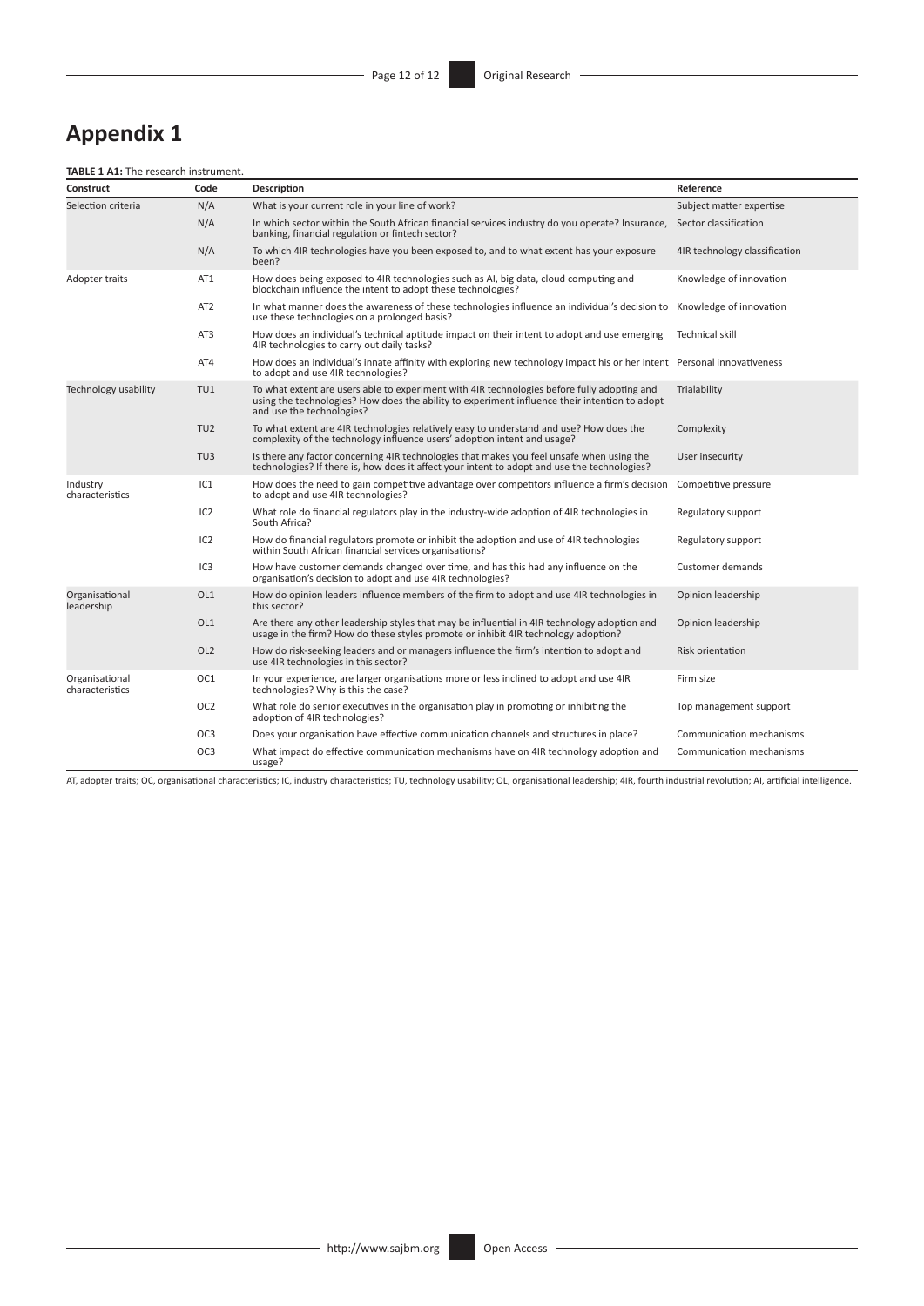# Appendix 1

**TABLE 1 A1:** The research instrument.

| Construct | Code | Description | Reference |
|---|---|---|---|
| Selection criteria | N/A | What is your current role in your line of work? | Subject matter expertise |
| | N/A | In which sector within the South African financial services industry do you operate? Insurance, banking, financial regulation or fintech sector? | Sector classification |
| | N/A | To which 4IR technologies have you been exposed to, and to what extent has your exposure been? | 4IR technology classification |
| Adopter traits | AT1 | How does being exposed to 4IR technologies such as AI, big data, cloud computing and blockchain influence the intent to adopt these technologies? | Knowledge of innovation |
| | AT2 | In what manner does the awareness of these technologies influence an individual's decision to use these technologies on a prolonged basis? | Knowledge of innovation |
| | AT3 | How does an individual's technical aptitude impact on their intent to adopt and use emerging 4IR technologies to carry out daily tasks? | Technical skill |
| | AT4 | How does an individual's innate affinity with exploring new technology impact his or her intent to adopt and use 4IR technologies? | Personal innovativeness |
| Technology usability | TU1 | To what extent are users able to experiment with 4IR technologies before fully adopting and using the technologies? How does the ability to experiment influence their intention to adopt and use the technologies? | Trialability |
| | TU2 | To what extent are 4IR technologies relatively easy to understand and use? How does the complexity of the technology influence users' adoption intent and usage? | Complexity |
| | TU3 | Is there any factor concerning 4IR technologies that makes you feel unsafe when using the technologies? If there is, how does it affect your intent to adopt and use the technologies? | User insecurity |
| Industry characteristics | IC1 | How does the need to gain competitive advantage over competitors influence a firm's decision to adopt and use 4IR technologies? | Competitive pressure |
| | IC2 | What role do financial regulators play in the industry-wide adoption of 4IR technologies in South Africa? | Regulatory support |
| | IC2 | How do financial regulators promote or inhibit the adoption and use of 4IR technologies within South African financial services organisations? | Regulatory support |
| | IC3 | How have customer demands changed over time, and has this had any influence on the organisation's decision to adopt and use 4IR technologies? | Customer demands |
| Organisational leadership | OL1 | How do opinion leaders influence members of the firm to adopt and use 4IR technologies in this sector? | Opinion leadership |
| | OL1 | Are there any other leadership styles that may be influential in 4IR technology adoption and usage in the firm? How do these styles promote or inhibit 4IR technology adoption? | Opinion leadership |
| | OL2 | How do risk-seeking leaders and or managers influence the firm's intention to adopt and use 4IR technologies in this sector? | Risk orientation |
| Organisational characteristics | OC1 | In your experience, are larger organisations more or less inclined to adopt and use 4IR technologies? Why is this the case? | Firm size |
| | OC2 | What role do senior executives in the organisation play in promoting or inhibiting the adoption of 4IR technologies? | Top management support |
| | OC3 | Does your organisation have effective communication channels and structures in place? | Communication mechanisms |
| | OC3 | What impact do effective communication mechanisms have on 4IR technology adoption and usage? | Communication mechanisms |

AT, adopter traits; OC, organisational characteristics; IC, industry characteristics; TU, technology usability; OL, organisational leadership; 4IR, fourth industrial revolution; AI, artificial intelligence.